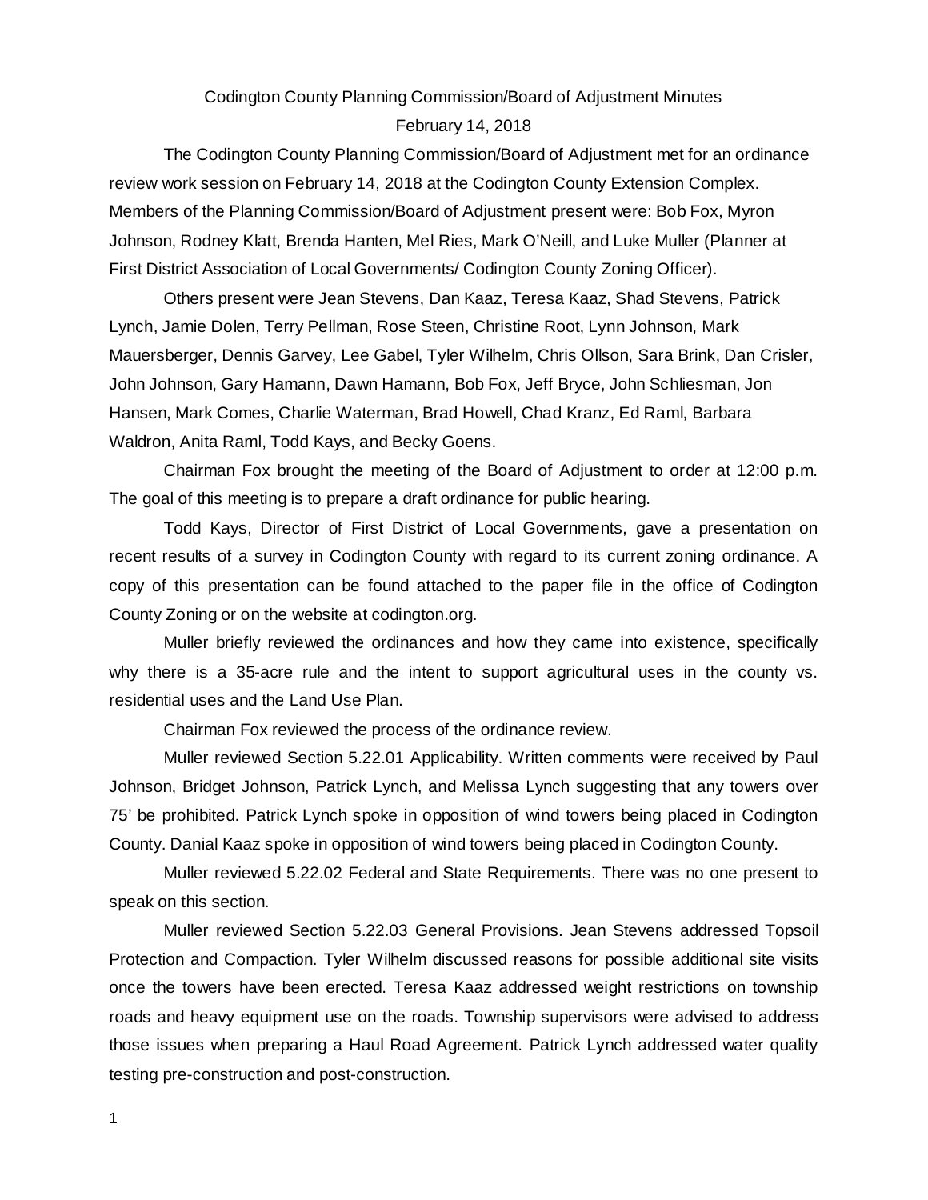# Codington County Planning Commission/Board of Adjustment Minutes

February 14, 2018

The Codington County Planning Commission/Board of Adjustment met for an ordinance review work session on February 14, 2018 at the Codington County Extension Complex. Members of the Planning Commission/Board of Adjustment present were: Bob Fox, Myron Johnson, Rodney Klatt, Brenda Hanten, Mel Ries, Mark O'Neill, and Luke Muller (Planner at First District Association of Local Governments/ Codington County Zoning Officer).

Others present were Jean Stevens, Dan Kaaz, Teresa Kaaz, Shad Stevens, Patrick Lynch, Jamie Dolen, Terry Pellman, Rose Steen, Christine Root, Lynn Johnson, Mark Mauersberger, Dennis Garvey, Lee Gabel, Tyler Wilhelm, Chris Ollson, Sara Brink, Dan Crisler, John Johnson, Gary Hamann, Dawn Hamann, Bob Fox, Jeff Bryce, John Schliesman, Jon Hansen, Mark Comes, Charlie Waterman, Brad Howell, Chad Kranz, Ed Raml, Barbara Waldron, Anita Raml, Todd Kays, and Becky Goens.

Chairman Fox brought the meeting of the Board of Adjustment to order at 12:00 p.m. The goal of this meeting is to prepare a draft ordinance for public hearing.

Todd Kays, Director of First District of Local Governments, gave a presentation on recent results of a survey in Codington County with regard to its current zoning ordinance. A copy of this presentation can be found attached to the paper file in the office of Codington County Zoning or on the website at codington.org.

Muller briefly reviewed the ordinances and how they came into existence, specifically why there is a 35-acre rule and the intent to support agricultural uses in the county vs. residential uses and the Land Use Plan.

Chairman Fox reviewed the process of the ordinance review.

Muller reviewed Section 5.22.01 Applicability. Written comments were received by Paul Johnson, Bridget Johnson, Patrick Lynch, and Melissa Lynch suggesting that any towers over 75' be prohibited. Patrick Lynch spoke in opposition of wind towers being placed in Codington County. Danial Kaaz spoke in opposition of wind towers being placed in Codington County.

Muller reviewed 5.22.02 Federal and State Requirements. There was no one present to speak on this section.

Muller reviewed Section 5.22.03 General Provisions. Jean Stevens addressed Topsoil Protection and Compaction. Tyler Wilhelm discussed reasons for possible additional site visits once the towers have been erected. Teresa Kaaz addressed weight restrictions on township roads and heavy equipment use on the roads. Township supervisors were advised to address those issues when preparing a Haul Road Agreement. Patrick Lynch addressed water quality testing pre-construction and post-construction.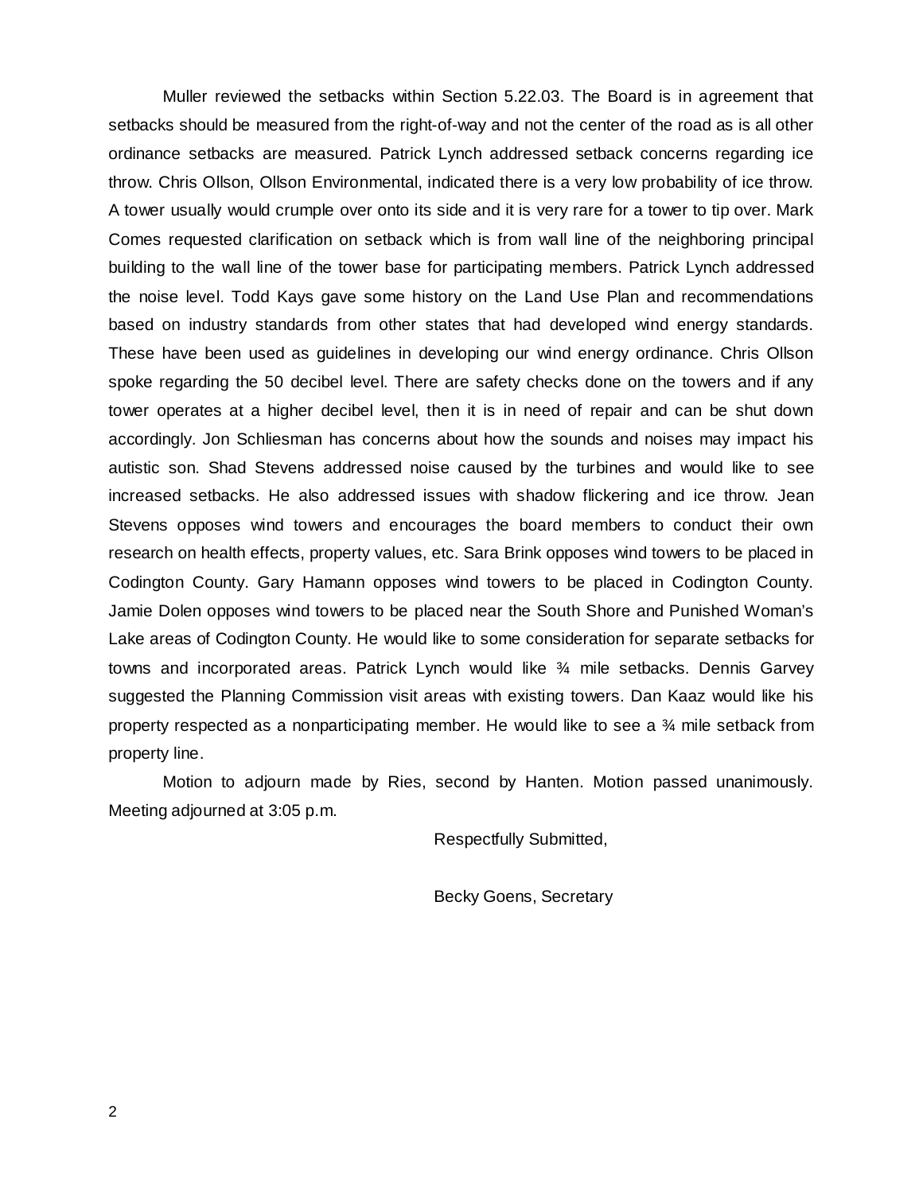Muller reviewed the setbacks within Section 5.22.03. The Board is in agreement that setbacks should be measured from the right-of-way and not the center of the road as is all other ordinance setbacks are measured. Patrick Lynch addressed setback concerns regarding ice throw. Chris Ollson, Ollson Environmental, indicated there is a very low probability of ice throw. A tower usually would crumple over onto its side and it is very rare for a tower to tip over. Mark Comes requested clarification on setback which is from wall line of the neighboring principal building to the wall line of the tower base for participating members. Patrick Lynch addressed the noise level. Todd Kays gave some history on the Land Use Plan and recommendations based on industry standards from other states that had developed wind energy standards. These have been used as guidelines in developing our wind energy ordinance. Chris Ollson spoke regarding the 50 decibel level. There are safety checks done on the towers and if any tower operates at a higher decibel level, then it is in need of repair and can be shut down accordingly. Jon Schliesman has concerns about how the sounds and noises may impact his autistic son. Shad Stevens addressed noise caused by the turbines and would like to see increased setbacks. He also addressed issues with shadow flickering and ice throw. Jean Stevens opposes wind towers and encourages the board members to conduct their own research on health effects, property values, etc. Sara Brink opposes wind towers to be placed in Codington County. Gary Hamann opposes wind towers to be placed in Codington County. Jamie Dolen opposes wind towers to be placed near the South Shore and Punished Woman's Lake areas of Codington County. He would like to some consideration for separate setbacks for towns and incorporated areas. Patrick Lynch would like ¾ mile setbacks. Dennis Garvey suggested the Planning Commission visit areas with existing towers. Dan Kaaz would like his property respected as a nonparticipating member. He would like to see a ¾ mile setback from property line.

Motion to adjourn made by Ries, second by Hanten. Motion passed unanimously. Meeting adjourned at 3:05 p.m.

Respectfully Submitted,

Becky Goens, Secretary